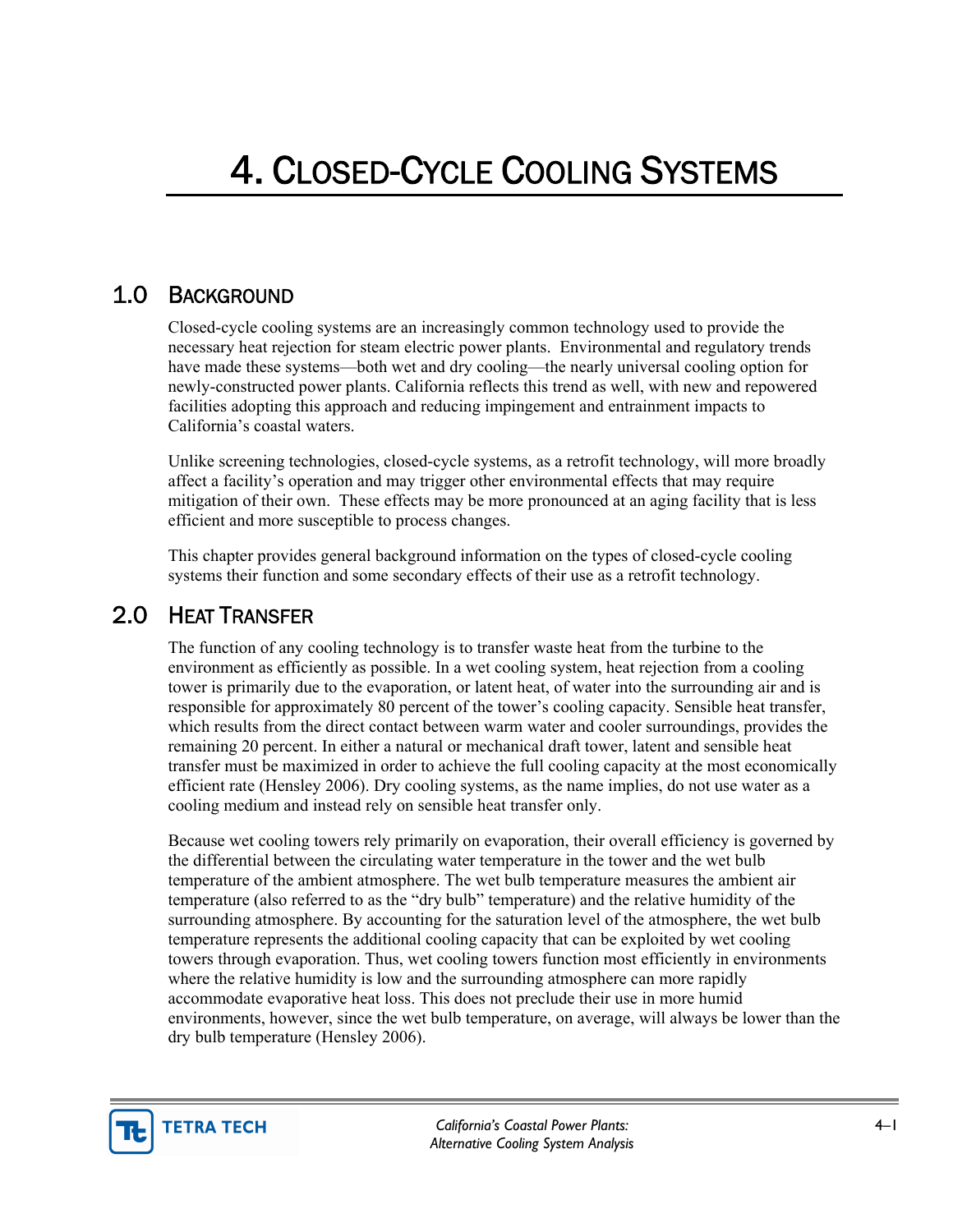# 4. CLOSED-CYCLE COOLING SYSTEMS

## 1.0 BACKGROUND

Closed-cycle cooling systems are an increasingly common technology used to provide the necessary heat rejection for steam electric power plants. Environmental and regulatory trends have made these systems—both wet and dry cooling—the nearly universal cooling option for newly-constructed power plants. California reflects this trend as well, with new and repowered facilities adopting this approach and reducing impingement and entrainment impacts to California's coastal waters.

Unlike screening technologies, closed-cycle systems, as a retrofit technology, will more broadly affect a facility's operation and may trigger other environmental effects that may require mitigation of their own. These effects may be more pronounced at an aging facility that is less efficient and more susceptible to process changes.

This chapter provides general background information on the types of closed-cycle cooling systems their function and some secondary effects of their use as a retrofit technology.

## 2.0 HEAT TRANSFER

The function of any cooling technology is to transfer waste heat from the turbine to the environment as efficiently as possible. In a wet cooling system, heat rejection from a cooling tower is primarily due to the evaporation, or latent heat, of water into the surrounding air and is responsible for approximately 80 percent of the tower's cooling capacity. Sensible heat transfer, which results from the direct contact between warm water and cooler surroundings, provides the remaining 20 percent. In either a natural or mechanical draft tower, latent and sensible heat transfer must be maximized in order to achieve the full cooling capacity at the most economically efficient rate (Hensley 2006). Dry cooling systems, as the name implies, do not use water as a cooling medium and instead rely on sensible heat transfer only.

Because wet cooling towers rely primarily on evaporation, their overall efficiency is governed by the differential between the circulating water temperature in the tower and the wet bulb temperature of the ambient atmosphere. The wet bulb temperature measures the ambient air temperature (also referred to as the "dry bulb" temperature) and the relative humidity of the surrounding atmosphere. By accounting for the saturation level of the atmosphere, the wet bulb temperature represents the additional cooling capacity that can be exploited by wet cooling towers through evaporation. Thus, wet cooling towers function most efficiently in environments where the relative humidity is low and the surrounding atmosphere can more rapidly accommodate evaporative heat loss. This does not preclude their use in more humid environments, however, since the wet bulb temperature, on average, will always be lower than the dry bulb temperature (Hensley 2006).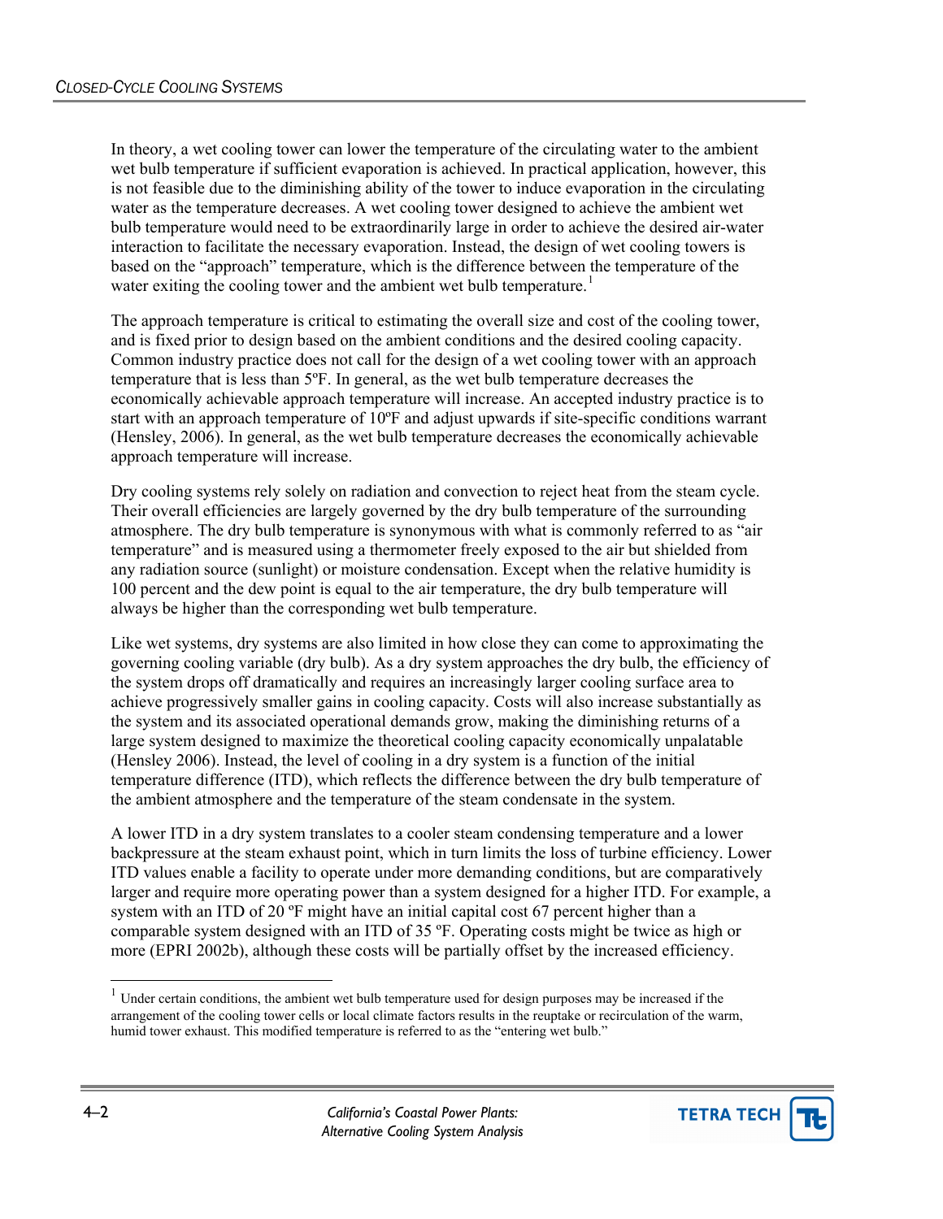In theory, a wet cooling tower can lower the temperature of the circulating water to the ambient wet bulb temperature if sufficient evaporation is achieved. In practical application, however, this is not feasible due to the diminishing ability of the tower to induce evaporation in the circulating water as the temperature decreases. A wet cooling tower designed to achieve the ambient wet bulb temperature would need to be extraordinarily large in order to achieve the desired air-water interaction to facilitate the necessary evaporation. Instead, the design of wet cooling towers is based on the "approach" temperature, which is the difference between the temperature of the water exiting the cooling tower and the ambient wet bulb temperature.[1]

The approach temperature is critical to estimating the overall size and cost of the cooling tower, and is fixed prior to design based on the ambient conditions and the desired cooling capacity. Common industry practice does not call for the design of a wet cooling tower with an approach temperature that is less than 5ºF. In general, as the wet bulb temperature decreases the economically achievable approach temperature will increase. An accepted industry practice is to start with an approach temperature of 10ºF and adjust upwards if site-specific conditions warrant (Hensley, 2006). In general, as the wet bulb temperature decreases the economically achievable approach temperature will increase.

Dry cooling systems rely solely on radiation and convection to reject heat from the steam cycle. Their overall efficiencies are largely governed by the dry bulb temperature of the surrounding atmosphere. The dry bulb temperature is synonymous with what is commonly referred to as "air temperature" and is measured using a thermometer freely exposed to the air but shielded from any radiation source (sunlight) or moisture condensation. Except when the relative humidity is 100 percent and the dew point is equal to the air temperature, the dry bulb temperature will always be higher than the corresponding wet bulb temperature.

Like wet systems, dry systems are also limited in how close they can come to approximating the governing cooling variable (dry bulb). As a dry system approaches the dry bulb, the efficiency of the system drops off dramatically and requires an increasingly larger cooling surface area to achieve progressively smaller gains in cooling capacity. Costs will also increase substantially as the system and its associated operational demands grow, making the diminishing returns of a large system designed to maximize the theoretical cooling capacity economically unpalatable (Hensley 2006). Instead, the level of cooling in a dry system is a function of the initial temperature difference (ITD), which reflects the difference between the dry bulb temperature of the ambient atmosphere and the temperature of the steam condensate in the system.

A lower ITD in a dry system translates to a cooler steam condensing temperature and a lower backpressure at the steam exhaust point, which in turn limits the loss of turbine efficiency. Lower ITD values enable a facility to operate under more demanding conditions, but are comparatively larger and require more operating power than a system designed for a higher ITD. For example, a system with an ITD of 20 ºF might have an initial capital cost 67 percent higher than a comparable system designed with an ITD of 35 ºF. Operating costs might be twice as high or more (EPRI 2002b), although these costs will be partially offset by the increased efficiency.

---

[1] Under certain conditions, the ambient wet bulb temperature used for design purposes may be increased if the arrangement of the cooling tower cells or local climate factors results in the reuptake or recirculation of the warm, humid tower exhaust. This modified temperature is referred to as the "entering wet bulb."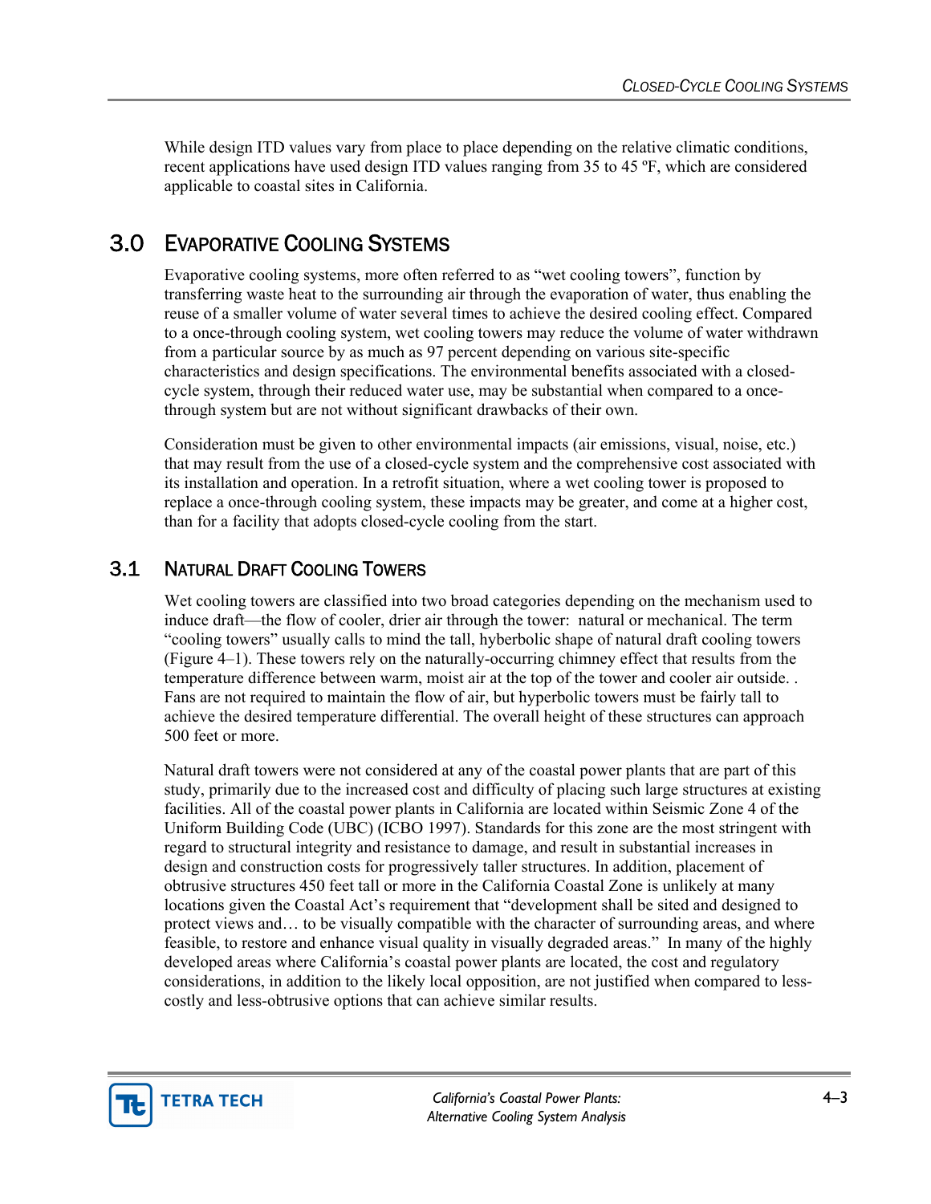While design ITD values vary from place to place depending on the relative climatic conditions, recent applications have used design ITD values ranging from 35 to 45 ºF, which are considered applicable to coastal sites in California.

## 3.0 Evaporative Cooling Systems

Evaporative cooling systems, more often referred to as "wet cooling towers", function by transferring waste heat to the surrounding air through the evaporation of water, thus enabling the reuse of a smaller volume of water several times to achieve the desired cooling effect. Compared to a once-through cooling system, wet cooling towers may reduce the volume of water withdrawn from a particular source by as much as 97 percent depending on various site-specific characteristics and design specifications. The environmental benefits associated with a closed-cycle system, through their reduced water use, may be substantial when compared to a once-through system but are not without significant drawbacks of their own.

Consideration must be given to other environmental impacts (air emissions, visual, noise, etc.) that may result from the use of a closed-cycle system and the comprehensive cost associated with its installation and operation. In a retrofit situation, where a wet cooling tower is proposed to replace a once-through cooling system, these impacts may be greater, and come at a higher cost, than for a facility that adopts closed-cycle cooling from the start.

### 3.1 Natural Draft Cooling Towers

Wet cooling towers are classified into two broad categories depending on the mechanism used to induce draft—the flow of cooler, drier air through the tower: natural or mechanical. The term "cooling towers" usually calls to mind the tall, hyberbolic shape of natural draft cooling towers (Figure 4–1). These towers rely on the naturally-occurring chimney effect that results from the temperature difference between warm, moist air at the top of the tower and cooler air outside. . Fans are not required to maintain the flow of air, but hyperbolic towers must be fairly tall to achieve the desired temperature differential. The overall height of these structures can approach 500 feet or more.

Natural draft towers were not considered at any of the coastal power plants that are part of this study, primarily due to the increased cost and difficulty of placing such large structures at existing facilities. All of the coastal power plants in California are located within Seismic Zone 4 of the Uniform Building Code (UBC) (ICBO 1997). Standards for this zone are the most stringent with regard to structural integrity and resistance to damage, and result in substantial increases in design and construction costs for progressively taller structures. In addition, placement of obtrusive structures 450 feet tall or more in the California Coastal Zone is unlikely at many locations given the Coastal Act's requirement that "development shall be sited and designed to protect views and… to be visually compatible with the character of surrounding areas, and where feasible, to restore and enhance visual quality in visually degraded areas." In many of the highly developed areas where California's coastal power plants are located, the cost and regulatory considerations, in addition to the likely local opposition, are not justified when compared to less-costly and less-obtrusive options that can achieve similar results.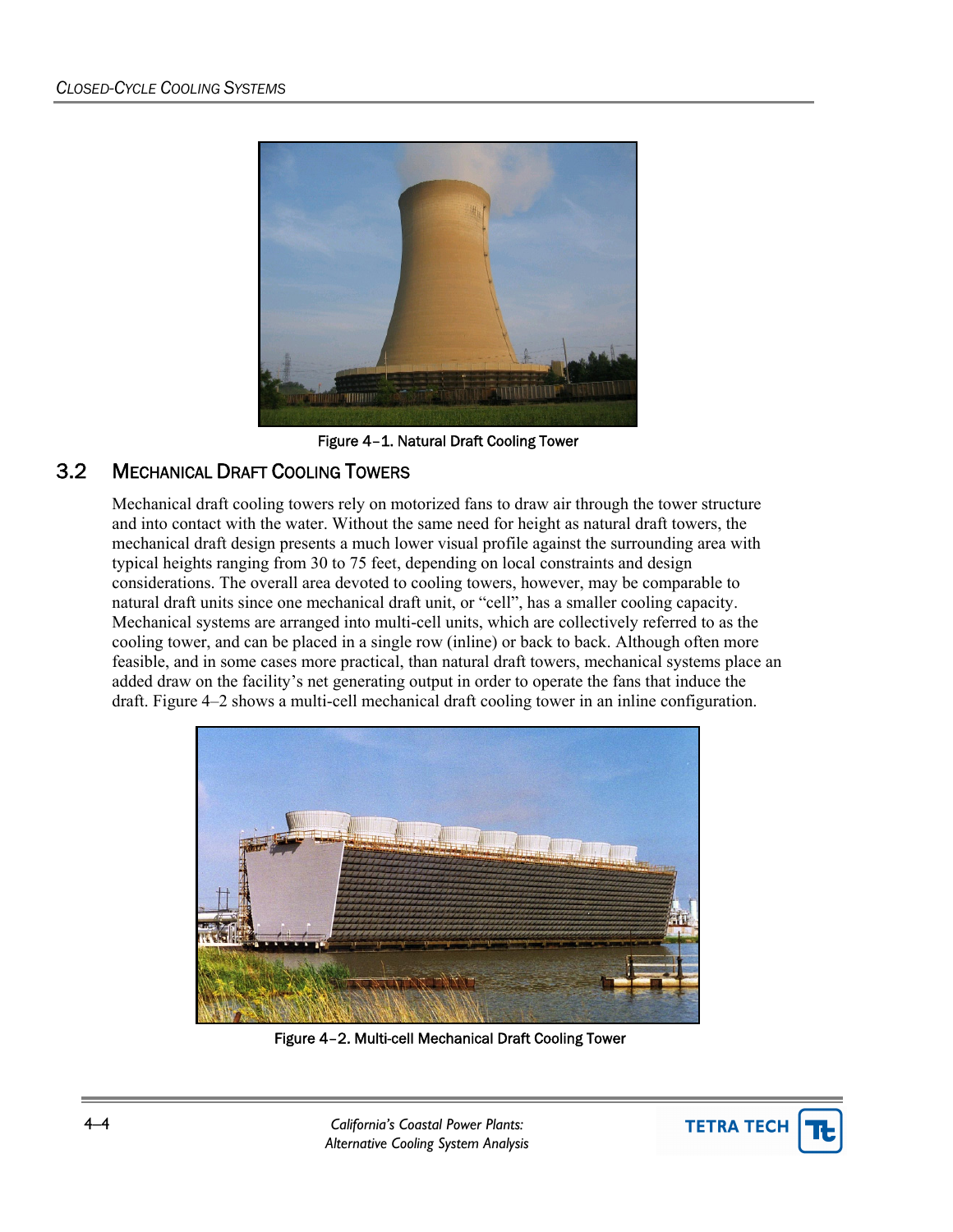Figure 4–1. Natural Draft Cooling Tower

## 3.2 Mechanical Draft Cooling Towers

Mechanical draft cooling towers rely on motorized fans to draw air through the tower structure and into contact with the water. Without the same need for height as natural draft towers, the mechanical draft design presents a much lower visual profile against the surrounding area with typical heights ranging from 30 to 75 feet, depending on local constraints and design considerations. The overall area devoted to cooling towers, however, may be comparable to natural draft units since one mechanical draft unit, or "cell", has a smaller cooling capacity. Mechanical systems are arranged into multi-cell units, which are collectively referred to as the cooling tower, and can be placed in a single row (inline) or back to back. Although often more feasible, and in some cases more practical, than natural draft towers, mechanical systems place an added draw on the facility's net generating output in order to operate the fans that induce the draft. Figure 4–2 shows a multi-cell mechanical draft cooling tower in an inline configuration.

Figure 4–2. Multi-cell Mechanical Draft Cooling Tower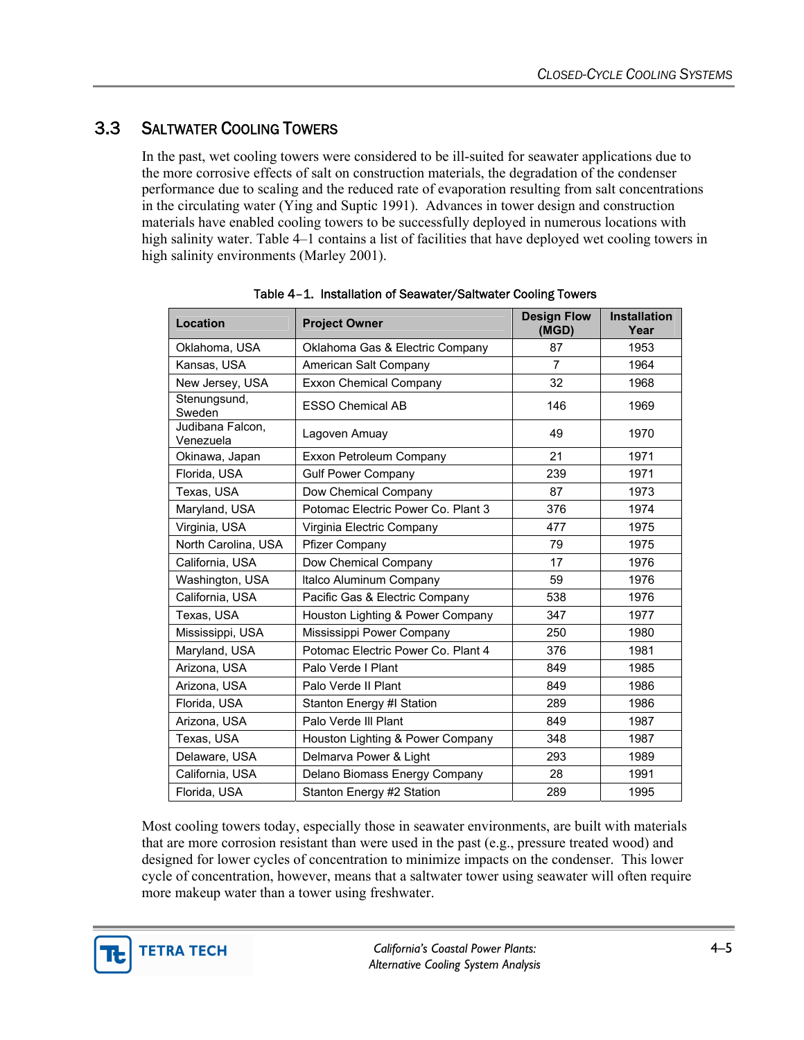## 3.3 Saltwater Cooling Towers

In the past, wet cooling towers were considered to be ill-suited for seawater applications due to the more corrosive effects of salt on construction materials, the degradation of the condenser performance due to scaling and the reduced rate of evaporation resulting from salt concentrations in the circulating water (Ying and Suptic 1991). Advances in tower design and construction materials have enabled cooling towers to be successfully deployed in numerous locations with high salinity water. Table 4–1 contains a list of facilities that have deployed wet cooling towers in high salinity environments (Marley 2001).

Table 4–1. Installation of Seawater/Saltwater Cooling Towers

| Location | Project Owner | Design Flow (MGD) | Installation Year |
|---|---|---|---|
| Oklahoma, USA | Oklahoma Gas & Electric Company | 87 | 1953 |
| Kansas, USA | American Salt Company | 7 | 1964 |
| New Jersey, USA | Exxon Chemical Company | 32 | 1968 |
| Stenungsund, Sweden | ESSO Chemical AB | 146 | 1969 |
| Judibana Falcon, Venezuela | Lagoven Amuay | 49 | 1970 |
| Okinawa, Japan | Exxon Petroleum Company | 21 | 1971 |
| Florida, USA | Gulf Power Company | 239 | 1971 |
| Texas, USA | Dow Chemical Company | 87 | 1973 |
| Maryland, USA | Potomac Electric Power Co. Plant 3 | 376 | 1974 |
| Virginia, USA | Virginia Electric Company | 477 | 1975 |
| North Carolina, USA | Pfizer Company | 79 | 1975 |
| California, USA | Dow Chemical Company | 17 | 1976 |
| Washington, USA | Italco Aluminum Company | 59 | 1976 |
| California, USA | Pacific Gas & Electric Company | 538 | 1976 |
| Texas, USA | Houston Lighting & Power Company | 347 | 1977 |
| Mississippi, USA | Mississippi Power Company | 250 | 1980 |
| Maryland, USA | Potomac Electric Power Co. Plant 4 | 376 | 1981 |
| Arizona, USA | Palo Verde I Plant | 849 | 1985 |
| Arizona, USA | Palo Verde II Plant | 849 | 1986 |
| Florida, USA | Stanton Energy #I Station | 289 | 1986 |
| Arizona, USA | Palo Verde III Plant | 849 | 1987 |
| Texas, USA | Houston Lighting & Power Company | 348 | 1987 |
| Delaware, USA | Delmarva Power & Light | 293 | 1989 |
| California, USA | Delano Biomass Energy Company | 28 | 1991 |
| Florida, USA | Stanton Energy #2 Station | 289 | 1995 |

Most cooling towers today, especially those in seawater environments, are built with materials that are more corrosion resistant than were used in the past (e.g., pressure treated wood) and designed for lower cycles of concentration to minimize impacts on the condenser. This lower cycle of concentration, however, means that a saltwater tower using seawater will often require more makeup water than a tower using freshwater.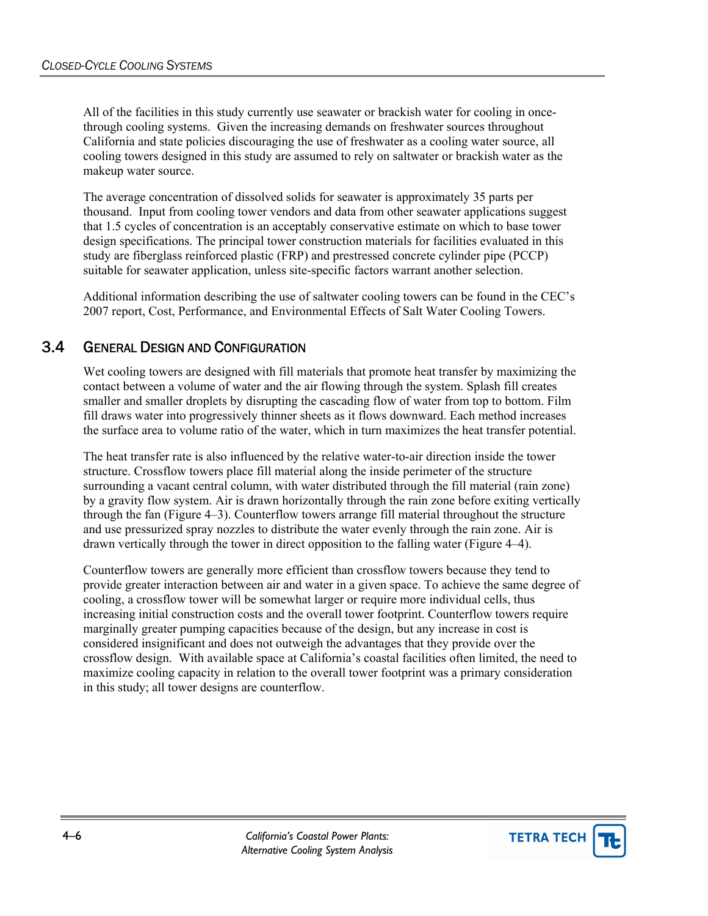All of the facilities in this study currently use seawater or brackish water for cooling in once-through cooling systems. Given the increasing demands on freshwater sources throughout California and state policies discouraging the use of freshwater as a cooling water source, all cooling towers designed in this study are assumed to rely on saltwater or brackish water as the makeup water source.

The average concentration of dissolved solids for seawater is approximately 35 parts per thousand. Input from cooling tower vendors and data from other seawater applications suggest that 1.5 cycles of concentration is an acceptably conservative estimate on which to base tower design specifications. The principal tower construction materials for facilities evaluated in this study are fiberglass reinforced plastic (FRP) and prestressed concrete cylinder pipe (PCCP) suitable for seawater application, unless site-specific factors warrant another selection.

Additional information describing the use of saltwater cooling towers can be found in the CEC's 2007 report, Cost, Performance, and Environmental Effects of Salt Water Cooling Towers.

## 3.4 General Design and Configuration

Wet cooling towers are designed with fill materials that promote heat transfer by maximizing the contact between a volume of water and the air flowing through the system. Splash fill creates smaller and smaller droplets by disrupting the cascading flow of water from top to bottom. Film fill draws water into progressively thinner sheets as it flows downward. Each method increases the surface area to volume ratio of the water, which in turn maximizes the heat transfer potential.

The heat transfer rate is also influenced by the relative water-to-air direction inside the tower structure. Crossflow towers place fill material along the inside perimeter of the structure surrounding a vacant central column, with water distributed through the fill material (rain zone) by a gravity flow system. Air is drawn horizontally through the rain zone before exiting vertically through the fan (Figure 4–3). Counterflow towers arrange fill material throughout the structure and use pressurized spray nozzles to distribute the water evenly through the rain zone. Air is drawn vertically through the tower in direct opposition to the falling water (Figure 4–4).

Counterflow towers are generally more efficient than crossflow towers because they tend to provide greater interaction between air and water in a given space. To achieve the same degree of cooling, a crossflow tower will be somewhat larger or require more individual cells, thus increasing initial construction costs and the overall tower footprint. Counterflow towers require marginally greater pumping capacities because of the design, but any increase in cost is considered insignificant and does not outweigh the advantages that they provide over the crossflow design. With available space at California's coastal facilities often limited, the need to maximize cooling capacity in relation to the overall tower footprint was a primary consideration in this study; all tower designs are counterflow.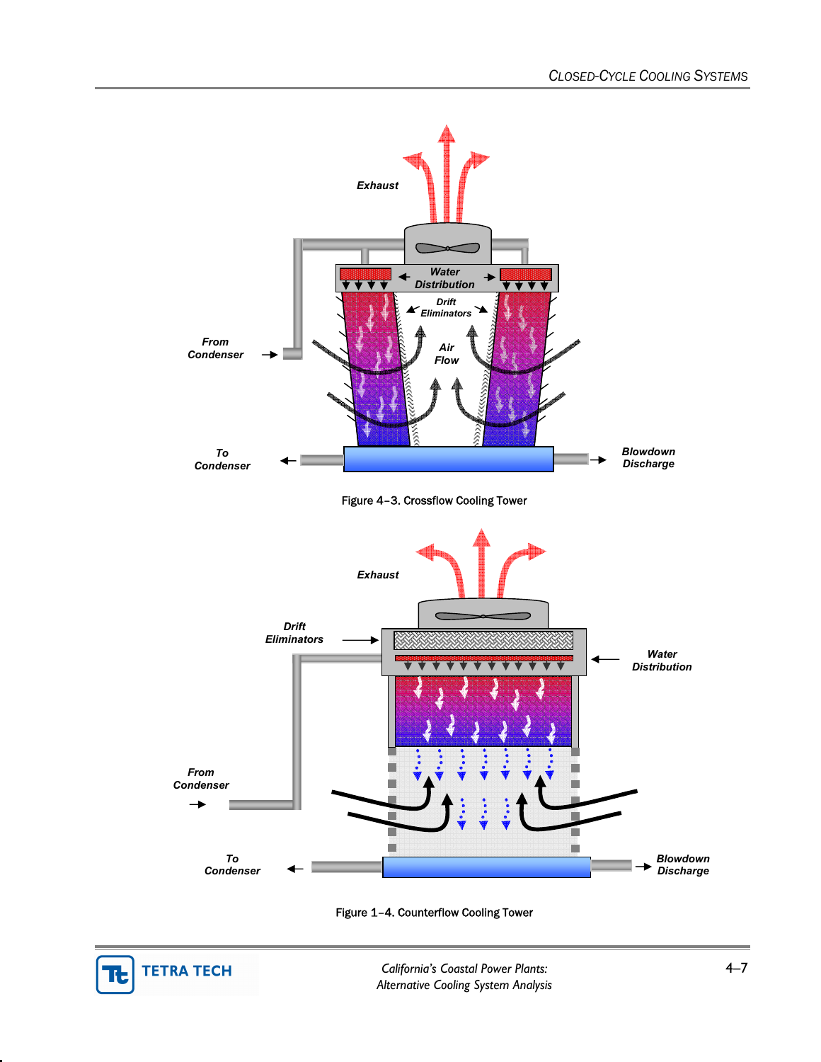Figure 4–3. Crossflow Cooling Tower

Figure 1–4. Counterflow Cooling Tower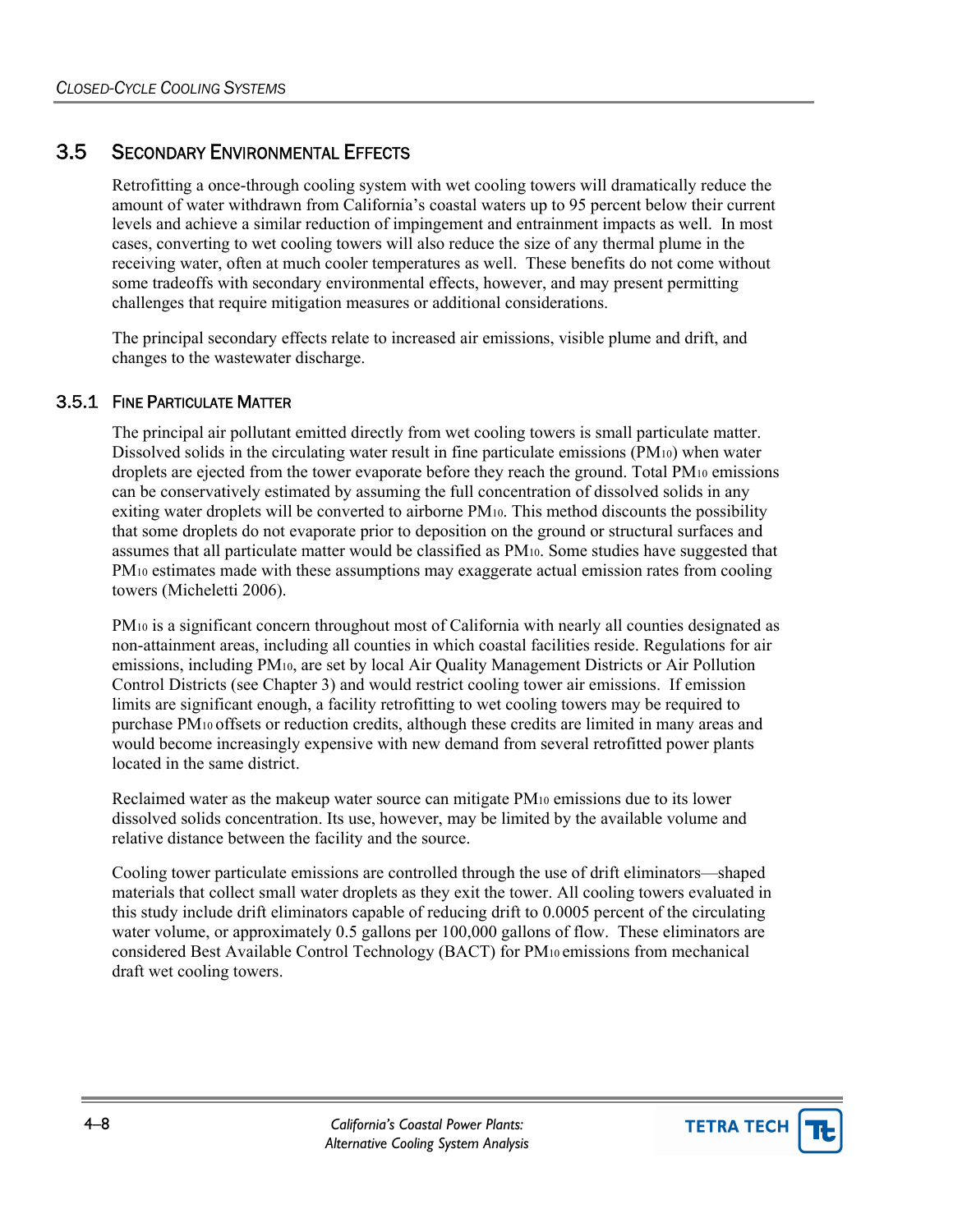## 3.5 Secondary Environmental Effects

Retrofitting a once-through cooling system with wet cooling towers will dramatically reduce the amount of water withdrawn from California's coastal waters up to 95 percent below their current levels and achieve a similar reduction of impingement and entrainment impacts as well. In most cases, converting to wet cooling towers will also reduce the size of any thermal plume in the receiving water, often at much cooler temperatures as well. These benefits do not come without some tradeoffs with secondary environmental effects, however, and may present permitting challenges that require mitigation measures or additional considerations.

The principal secondary effects relate to increased air emissions, visible plume and drift, and changes to the wastewater discharge.

### 3.5.1 Fine Particulate Matter

The principal air pollutant emitted directly from wet cooling towers is small particulate matter. Dissolved solids in the circulating water result in fine particulate emissions ($PM_{10}$) when water droplets are ejected from the tower evaporate before they reach the ground. Total $PM_{10}$ emissions can be conservatively estimated by assuming the full concentration of dissolved solids in any exiting water droplets will be converted to airborne $PM_{10}$. This method discounts the possibility that some droplets do not evaporate prior to deposition on the ground or structural surfaces and assumes that all particulate matter would be classified as $PM_{10}$. Some studies have suggested that $PM_{10}$ estimates made with these assumptions may exaggerate actual emission rates from cooling towers (Micheletti 2006).

$PM_{10}$ is a significant concern throughout most of California with nearly all counties designated as non-attainment areas, including all counties in which coastal facilities reside. Regulations for air emissions, including $PM_{10}$, are set by local Air Quality Management Districts or Air Pollution Control Districts (see Chapter 3) and would restrict cooling tower air emissions. If emission limits are significant enough, a facility retrofitting to wet cooling towers may be required to purchase $PM_{10}$ offsets or reduction credits, although these credits are limited in many areas and would become increasingly expensive with new demand from several retrofitted power plants located in the same district.

Reclaimed water as the makeup water source can mitigate $PM_{10}$ emissions due to its lower dissolved solids concentration. Its use, however, may be limited by the available volume and relative distance between the facility and the source.

Cooling tower particulate emissions are controlled through the use of drift eliminators—shaped materials that collect small water droplets as they exit the tower. All cooling towers evaluated in this study include drift eliminators capable of reducing drift to 0.0005 percent of the circulating water volume, or approximately 0.5 gallons per 100,000 gallons of flow. These eliminators are considered Best Available Control Technology (BACT) for $PM_{10}$ emissions from mechanical draft wet cooling towers.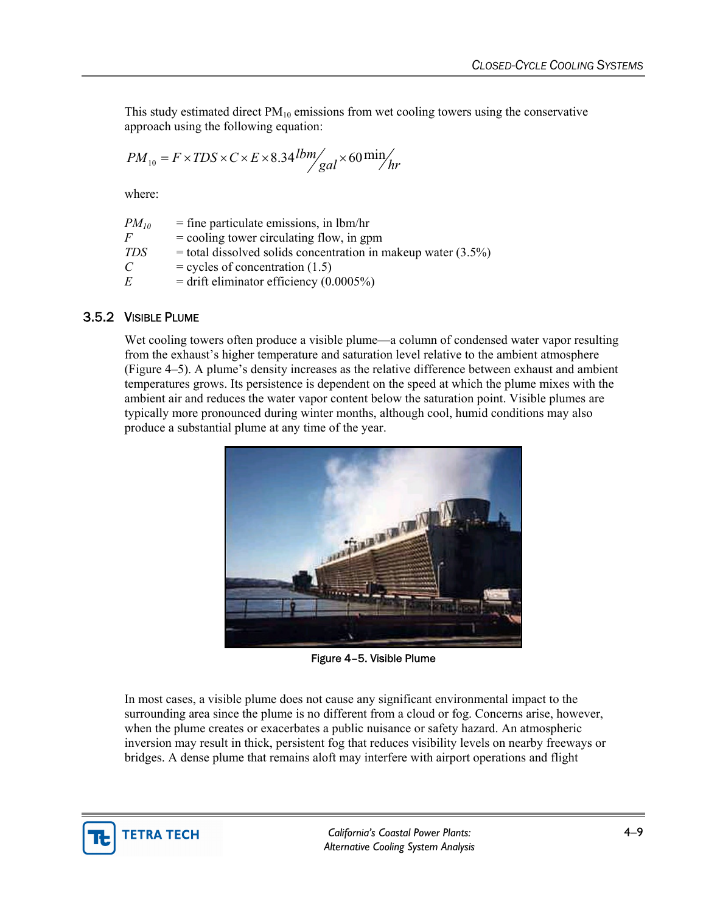This study estimated direct $PM_{10}$ emissions from wet cooling towers using the conservative approach using the following equation:

$$PM_{10} = F \times TDS \times C \times E \times 8.34\,{}^{lbm}\!/_{gal} \times 60\,{}^{\min}\!/_{hr}$$

where:

$PM_{10}$ = fine particulate emissions, in lbm/hr
$F$ = cooling tower circulating flow, in gpm
$TDS$ = total dissolved solids concentration in makeup water (3.5%)
$C$ = cycles of concentration (1.5)
$E$ = drift eliminator efficiency (0.0005%)

### 3.5.2 Visible Plume

Wet cooling towers often produce a visible plume—a column of condensed water vapor resulting from the exhaust's higher temperature and saturation level relative to the ambient atmosphere (Figure 4–5). A plume's density increases as the relative difference between exhaust and ambient temperatures grows. Its persistence is dependent on the speed at which the plume mixes with the ambient air and reduces the water vapor content below the saturation point. Visible plumes are typically more pronounced during winter months, although cool, humid conditions may also produce a substantial plume at any time of the year.

Figure 4–5. Visible Plume

In most cases, a visible plume does not cause any significant environmental impact to the surrounding area since the plume is no different from a cloud or fog. Concerns arise, however, when the plume creates or exacerbates a public nuisance or safety hazard. An atmospheric inversion may result in thick, persistent fog that reduces visibility levels on nearby freeways or bridges. A dense plume that remains aloft may interfere with airport operations and flight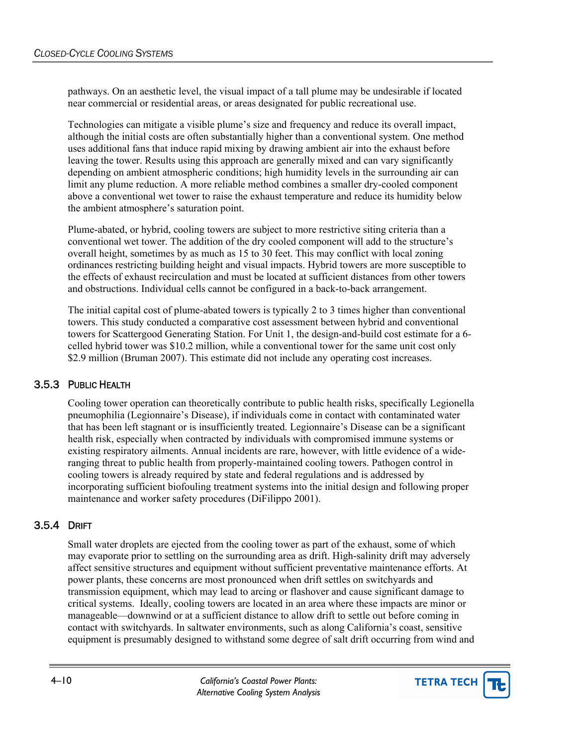pathways. On an aesthetic level, the visual impact of a tall plume may be undesirable if located near commercial or residential areas, or areas designated for public recreational use.

Technologies can mitigate a visible plume's size and frequency and reduce its overall impact, although the initial costs are often substantially higher than a conventional system. One method uses additional fans that induce rapid mixing by drawing ambient air into the exhaust before leaving the tower. Results using this approach are generally mixed and can vary significantly depending on ambient atmospheric conditions; high humidity levels in the surrounding air can limit any plume reduction. A more reliable method combines a smaller dry-cooled component above a conventional wet tower to raise the exhaust temperature and reduce its humidity below the ambient atmosphere's saturation point.

Plume-abated, or hybrid, cooling towers are subject to more restrictive siting criteria than a conventional wet tower. The addition of the dry cooled component will add to the structure's overall height, sometimes by as much as 15 to 30 feet. This may conflict with local zoning ordinances restricting building height and visual impacts. Hybrid towers are more susceptible to the effects of exhaust recirculation and must be located at sufficient distances from other towers and obstructions. Individual cells cannot be configured in a back-to-back arrangement.

The initial capital cost of plume-abated towers is typically 2 to 3 times higher than conventional towers. This study conducted a comparative cost assessment between hybrid and conventional towers for Scattergood Generating Station. For Unit 1, the design-and-build cost estimate for a 6-celled hybrid tower was $10.2 million, while a conventional tower for the same unit cost only $2.9 million (Bruman 2007). This estimate did not include any operating cost increases.

### 3.5.3 Public Health

Cooling tower operation can theoretically contribute to public health risks, specifically Legionella pneumophilia (Legionnaire's Disease), if individuals come in contact with contaminated water that has been left stagnant or is insufficiently treated. Legionnaire's Disease can be a significant health risk, especially when contracted by individuals with compromised immune systems or existing respiratory ailments. Annual incidents are rare, however, with little evidence of a wide-ranging threat to public health from properly-maintained cooling towers. Pathogen control in cooling towers is already required by state and federal regulations and is addressed by incorporating sufficient biofouling treatment systems into the initial design and following proper maintenance and worker safety procedures (DiFilippo 2001).

### 3.5.4 Drift

Small water droplets are ejected from the cooling tower as part of the exhaust, some of which may evaporate prior to settling on the surrounding area as drift. High-salinity drift may adversely affect sensitive structures and equipment without sufficient preventative maintenance efforts. At power plants, these concerns are most pronounced when drift settles on switchyards and transmission equipment, which may lead to arcing or flashover and cause significant damage to critical systems. Ideally, cooling towers are located in an area where these impacts are minor or manageable—downwind or at a sufficient distance to allow drift to settle out before coming in contact with switchyards. In saltwater environments, such as along California's coast, sensitive equipment is presumably designed to withstand some degree of salt drift occurring from wind and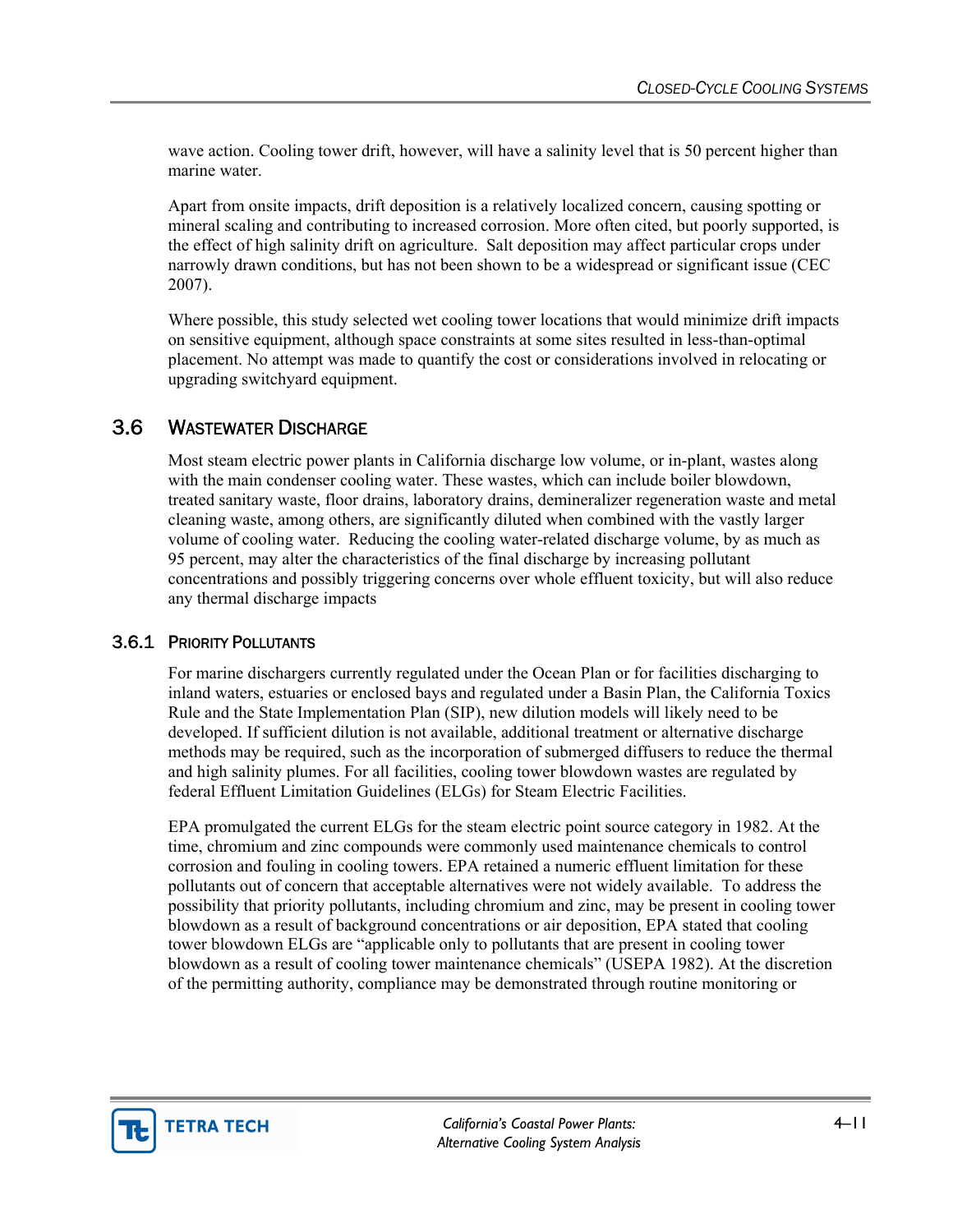wave action. Cooling tower drift, however, will have a salinity level that is 50 percent higher than marine water.

Apart from onsite impacts, drift deposition is a relatively localized concern, causing spotting or mineral scaling and contributing to increased corrosion. More often cited, but poorly supported, is the effect of high salinity drift on agriculture. Salt deposition may affect particular crops under narrowly drawn conditions, but has not been shown to be a widespread or significant issue (CEC 2007).

Where possible, this study selected wet cooling tower locations that would minimize drift impacts on sensitive equipment, although space constraints at some sites resulted in less-than-optimal placement. No attempt was made to quantify the cost or considerations involved in relocating or upgrading switchyard equipment.

## 3.6 Wastewater Discharge

Most steam electric power plants in California discharge low volume, or in-plant, wastes along with the main condenser cooling water. These wastes, which can include boiler blowdown, treated sanitary waste, floor drains, laboratory drains, demineralizer regeneration waste and metal cleaning waste, among others, are significantly diluted when combined with the vastly larger volume of cooling water. Reducing the cooling water-related discharge volume, by as much as 95 percent, may alter the characteristics of the final discharge by increasing pollutant concentrations and possibly triggering concerns over whole effluent toxicity, but will also reduce any thermal discharge impacts

### 3.6.1 Priority Pollutants

For marine dischargers currently regulated under the Ocean Plan or for facilities discharging to inland waters, estuaries or enclosed bays and regulated under a Basin Plan, the California Toxics Rule and the State Implementation Plan (SIP), new dilution models will likely need to be developed. If sufficient dilution is not available, additional treatment or alternative discharge methods may be required, such as the incorporation of submerged diffusers to reduce the thermal and high salinity plumes. For all facilities, cooling tower blowdown wastes are regulated by federal Effluent Limitation Guidelines (ELGs) for Steam Electric Facilities.

EPA promulgated the current ELGs for the steam electric point source category in 1982. At the time, chromium and zinc compounds were commonly used maintenance chemicals to control corrosion and fouling in cooling towers. EPA retained a numeric effluent limitation for these pollutants out of concern that acceptable alternatives were not widely available. To address the possibility that priority pollutants, including chromium and zinc, may be present in cooling tower blowdown as a result of background concentrations or air deposition, EPA stated that cooling tower blowdown ELGs are "applicable only to pollutants that are present in cooling tower blowdown as a result of cooling tower maintenance chemicals" (USEPA 1982). At the discretion of the permitting authority, compliance may be demonstrated through routine monitoring or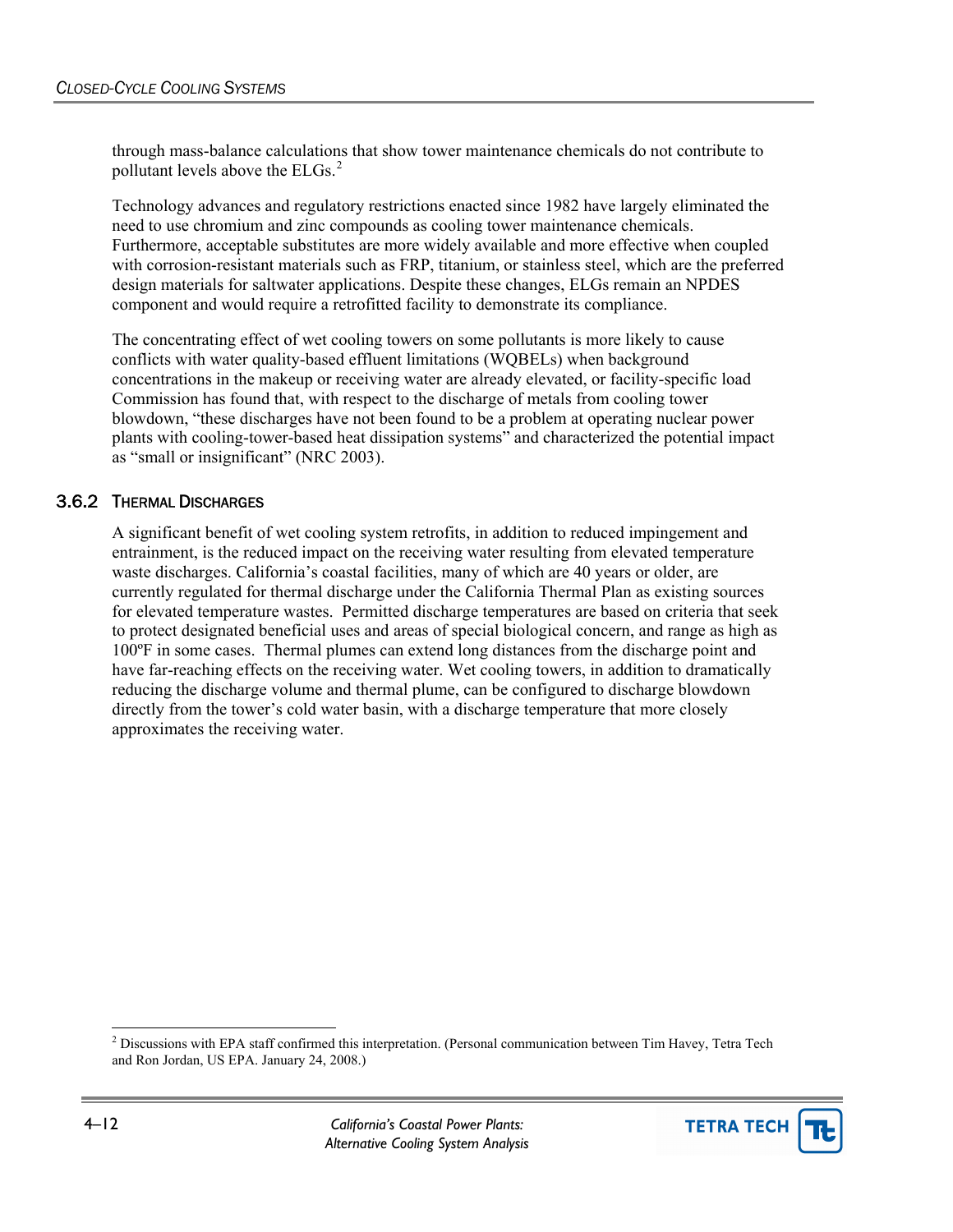through mass-balance calculations that show tower maintenance chemicals do not contribute to pollutant levels above the ELGs.[2]

Technology advances and regulatory restrictions enacted since 1982 have largely eliminated the need to use chromium and zinc compounds as cooling tower maintenance chemicals. Furthermore, acceptable substitutes are more widely available and more effective when coupled with corrosion-resistant materials such as FRP, titanium, or stainless steel, which are the preferred design materials for saltwater applications. Despite these changes, ELGs remain an NPDES component and would require a retrofitted facility to demonstrate its compliance.

The concentrating effect of wet cooling towers on some pollutants is more likely to cause conflicts with water quality-based effluent limitations (WQBELs) when background concentrations in the makeup or receiving water are already elevated, or facility-specific load Commission has found that, with respect to the discharge of metals from cooling tower blowdown, "these discharges have not been found to be a problem at operating nuclear power plants with cooling-tower-based heat dissipation systems" and characterized the potential impact as "small or insignificant" (NRC 2003).

### 3.6.2 Thermal Discharges

A significant benefit of wet cooling system retrofits, in addition to reduced impingement and entrainment, is the reduced impact on the receiving water resulting from elevated temperature waste discharges. California's coastal facilities, many of which are 40 years or older, are currently regulated for thermal discharge under the California Thermal Plan as existing sources for elevated temperature wastes. Permitted discharge temperatures are based on criteria that seek to protect designated beneficial uses and areas of special biological concern, and range as high as 100ºF in some cases. Thermal plumes can extend long distances from the discharge point and have far-reaching effects on the receiving water. Wet cooling towers, in addition to dramatically reducing the discharge volume and thermal plume, can be configured to discharge blowdown directly from the tower's cold water basin, with a discharge temperature that more closely approximates the receiving water.

---

[2] Discussions with EPA staff confirmed this interpretation. (Personal communication between Tim Havey, Tetra Tech and Ron Jordan, US EPA. January 24, 2008.)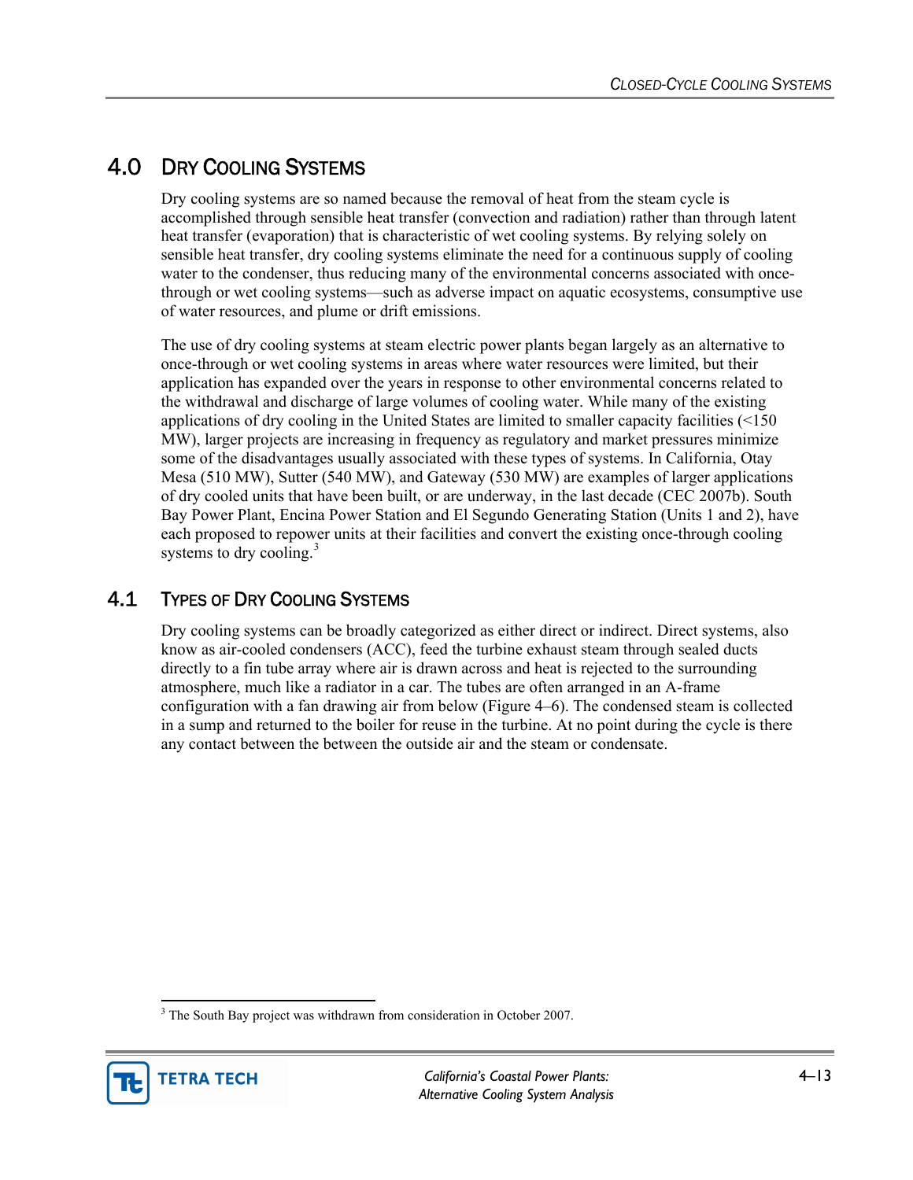# 4.0 Dry Cooling Systems

Dry cooling systems are so named because the removal of heat from the steam cycle is accomplished through sensible heat transfer (convection and radiation) rather than through latent heat transfer (evaporation) that is characteristic of wet cooling systems. By relying solely on sensible heat transfer, dry cooling systems eliminate the need for a continuous supply of cooling water to the condenser, thus reducing many of the environmental concerns associated with once-through or wet cooling systems—such as adverse impact on aquatic ecosystems, consumptive use of water resources, and plume or drift emissions.

The use of dry cooling systems at steam electric power plants began largely as an alternative to once-through or wet cooling systems in areas where water resources were limited, but their application has expanded over the years in response to other environmental concerns related to the withdrawal and discharge of large volumes of cooling water. While many of the existing applications of dry cooling in the United States are limited to smaller capacity facilities (<150 MW), larger projects are increasing in frequency as regulatory and market pressures minimize some of the disadvantages usually associated with these types of systems. In California, Otay Mesa (510 MW), Sutter (540 MW), and Gateway (530 MW) are examples of larger applications of dry cooled units that have been built, or are underway, in the last decade (CEC 2007b). South Bay Power Plant, Encina Power Station and El Segundo Generating Station (Units 1 and 2), have each proposed to repower units at their facilities and convert the existing once-through cooling systems to dry cooling.[3]

## 4.1 Types of Dry Cooling Systems

Dry cooling systems can be broadly categorized as either direct or indirect. Direct systems, also know as air-cooled condensers (ACC), feed the turbine exhaust steam through sealed ducts directly to a fin tube array where air is drawn across and heat is rejected to the surrounding atmosphere, much like a radiator in a car. The tubes are often arranged in an A-frame configuration with a fan drawing air from below (Figure 4–6). The condensed steam is collected in a sump and returned to the boiler for reuse in the turbine. At no point during the cycle is there any contact between the between the outside air and the steam or condensate.

---

[3] The South Bay project was withdrawn from consideration in October 2007.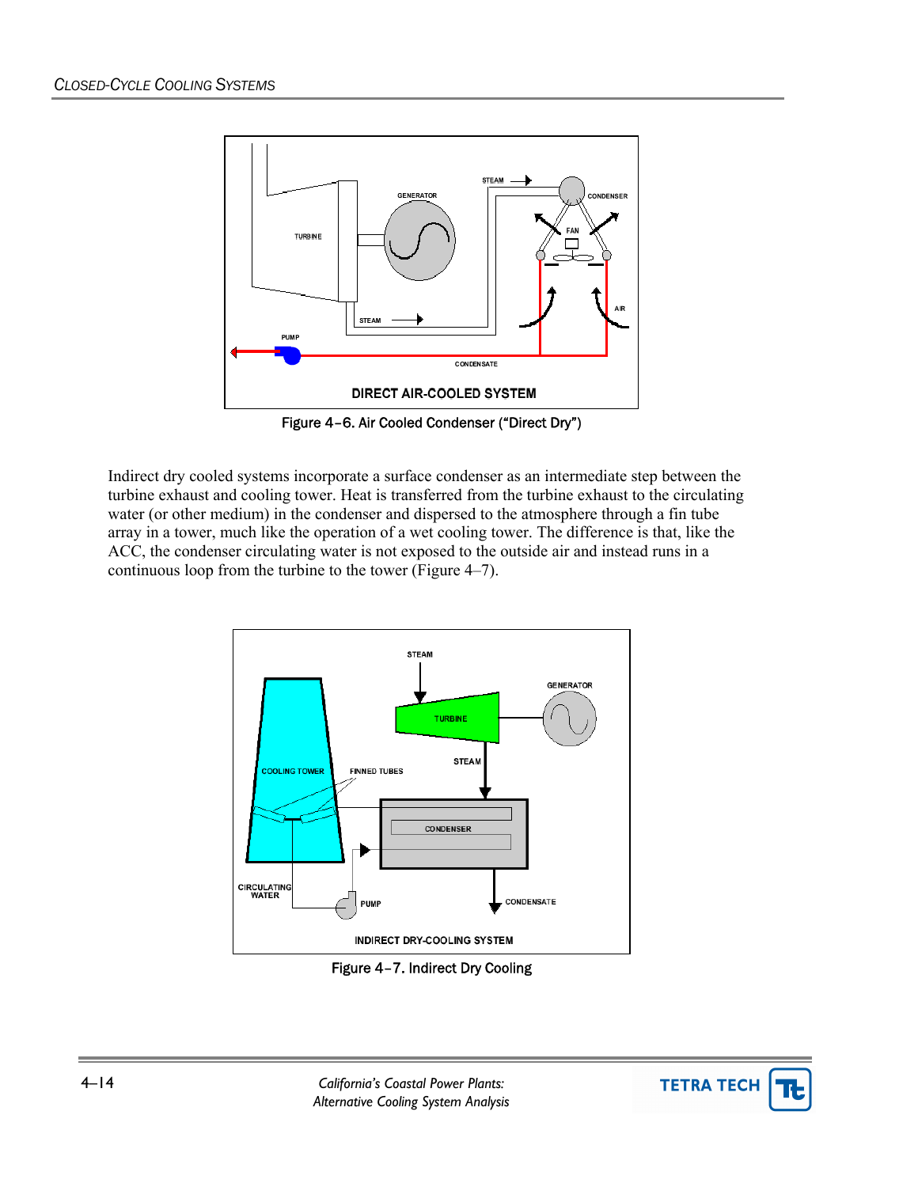Figure 4–6. Air Cooled Condenser ("Direct Dry")

Indirect dry cooled systems incorporate a surface condenser as an intermediate step between the turbine exhaust and cooling tower. Heat is transferred from the turbine exhaust to the circulating water (or other medium) in the condenser and dispersed to the atmosphere through a fin tube array in a tower, much like the operation of a wet cooling tower. The difference is that, like the ACC, the condenser circulating water is not exposed to the outside air and instead runs in a continuous loop from the turbine to the tower (Figure 4–7).

Figure 4–7. Indirect Dry Cooling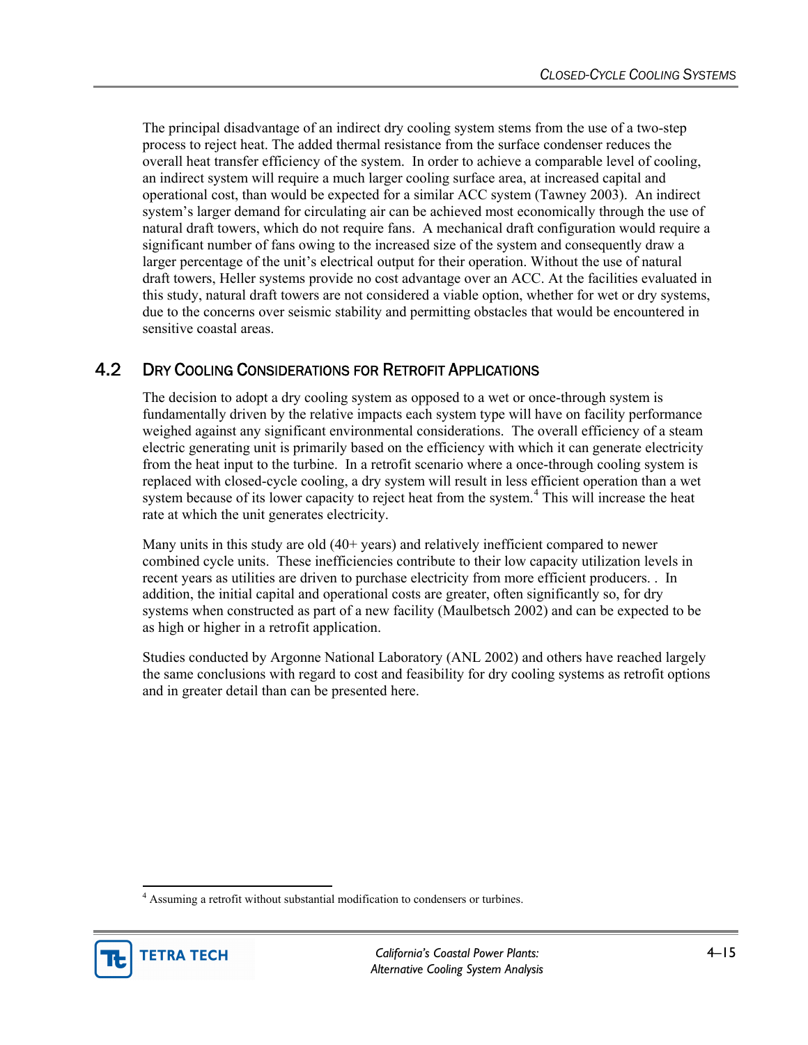The principal disadvantage of an indirect dry cooling system stems from the use of a two-step process to reject heat. The added thermal resistance from the surface condenser reduces the overall heat transfer efficiency of the system. In order to achieve a comparable level of cooling, an indirect system will require a much larger cooling surface area, at increased capital and operational cost, than would be expected for a similar ACC system (Tawney 2003). An indirect system's larger demand for circulating air can be achieved most economically through the use of natural draft towers, which do not require fans. A mechanical draft configuration would require a significant number of fans owing to the increased size of the system and consequently draw a larger percentage of the unit's electrical output for their operation. Without the use of natural draft towers, Heller systems provide no cost advantage over an ACC. At the facilities evaluated in this study, natural draft towers are not considered a viable option, whether for wet or dry systems, due to the concerns over seismic stability and permitting obstacles that would be encountered in sensitive coastal areas.

## 4.2 Dry Cooling Considerations for Retrofit Applications

The decision to adopt a dry cooling system as opposed to a wet or once-through system is fundamentally driven by the relative impacts each system type will have on facility performance weighed against any significant environmental considerations. The overall efficiency of a steam electric generating unit is primarily based on the efficiency with which it can generate electricity from the heat input to the turbine. In a retrofit scenario where a once-through cooling system is replaced with closed-cycle cooling, a dry system will result in less efficient operation than a wet system because of its lower capacity to reject heat from the system.[4] This will increase the heat rate at which the unit generates electricity.

Many units in this study are old (40+ years) and relatively inefficient compared to newer combined cycle units. These inefficiencies contribute to their low capacity utilization levels in recent years as utilities are driven to purchase electricity from more efficient producers. . In addition, the initial capital and operational costs are greater, often significantly so, for dry systems when constructed as part of a new facility (Maulbetsch 2002) and can be expected to be as high or higher in a retrofit application.

Studies conducted by Argonne National Laboratory (ANL 2002) and others have reached largely the same conclusions with regard to cost and feasibility for dry cooling systems as retrofit options and in greater detail than can be presented here.

[4] Assuming a retrofit without substantial modification to condensers or turbines.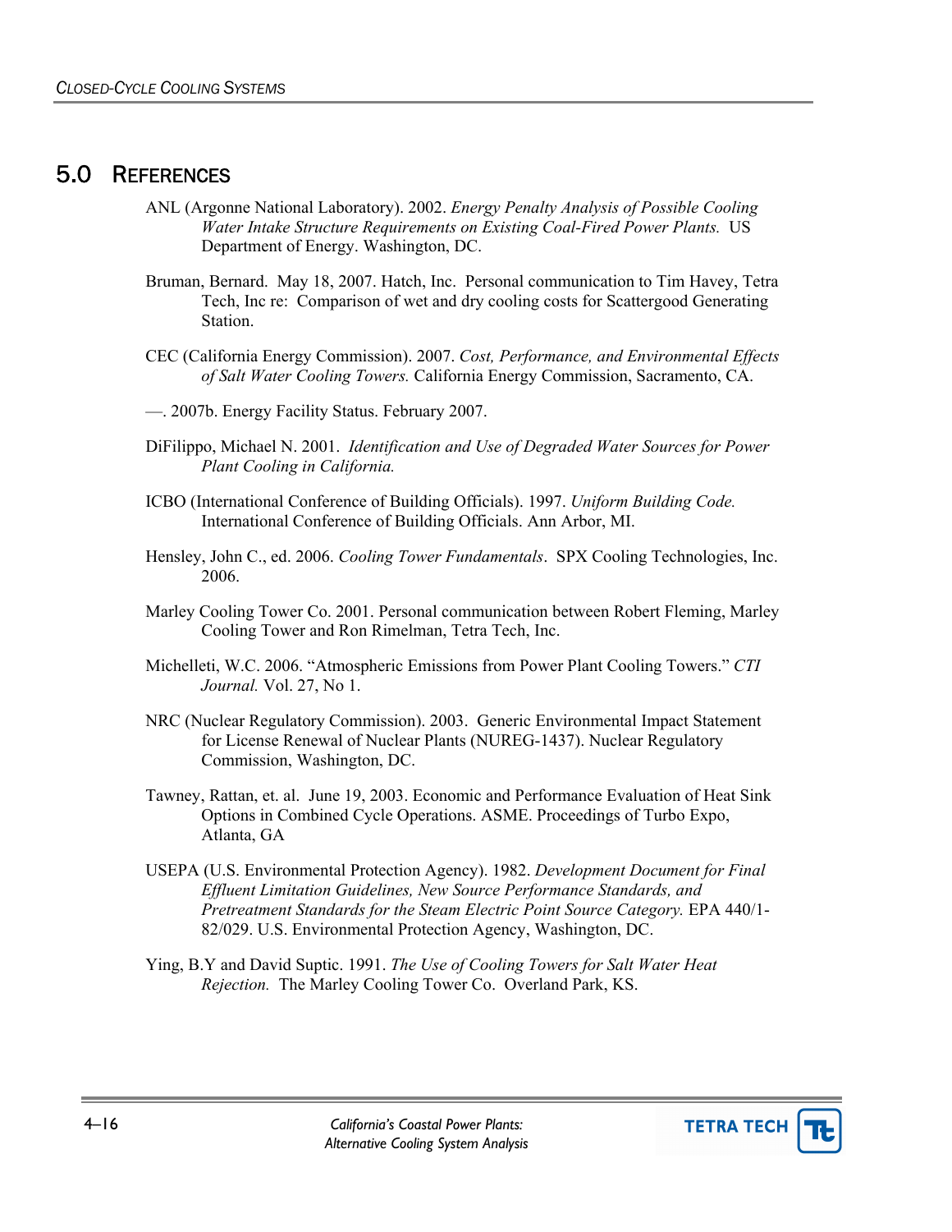## 5.0 References

ANL (Argonne National Laboratory). 2002. *Energy Penalty Analysis of Possible Cooling Water Intake Structure Requirements on Existing Coal-Fired Power Plants.* US Department of Energy. Washington, DC.

Bruman, Bernard. May 18, 2007. Hatch, Inc. Personal communication to Tim Havey, Tetra Tech, Inc re: Comparison of wet and dry cooling costs for Scattergood Generating Station.

CEC (California Energy Commission). 2007. *Cost, Performance, and Environmental Effects of Salt Water Cooling Towers.* California Energy Commission, Sacramento, CA.

—. 2007b. Energy Facility Status. February 2007.

DiFilippo, Michael N. 2001. *Identification and Use of Degraded Water Sources for Power Plant Cooling in California.*

ICBO (International Conference of Building Officials). 1997. *Uniform Building Code.* International Conference of Building Officials. Ann Arbor, MI.

Hensley, John C., ed. 2006. *Cooling Tower Fundamentals*. SPX Cooling Technologies, Inc. 2006.

Marley Cooling Tower Co. 2001. Personal communication between Robert Fleming, Marley Cooling Tower and Ron Rimelman, Tetra Tech, Inc.

Michelleti, W.C. 2006. "Atmospheric Emissions from Power Plant Cooling Towers." *CTI Journal.* Vol. 27, No 1.

NRC (Nuclear Regulatory Commission). 2003. Generic Environmental Impact Statement for License Renewal of Nuclear Plants (NUREG-1437). Nuclear Regulatory Commission, Washington, DC.

Tawney, Rattan, et. al. June 19, 2003. Economic and Performance Evaluation of Heat Sink Options in Combined Cycle Operations. ASME. Proceedings of Turbo Expo, Atlanta, GA

USEPA (U.S. Environmental Protection Agency). 1982. *Development Document for Final Effluent Limitation Guidelines, New Source Performance Standards, and Pretreatment Standards for the Steam Electric Point Source Category.* EPA 440/1-82/029. U.S. Environmental Protection Agency, Washington, DC.

Ying, B.Y and David Suptic. 1991. *The Use of Cooling Towers for Salt Water Heat Rejection.* The Marley Cooling Tower Co. Overland Park, KS.